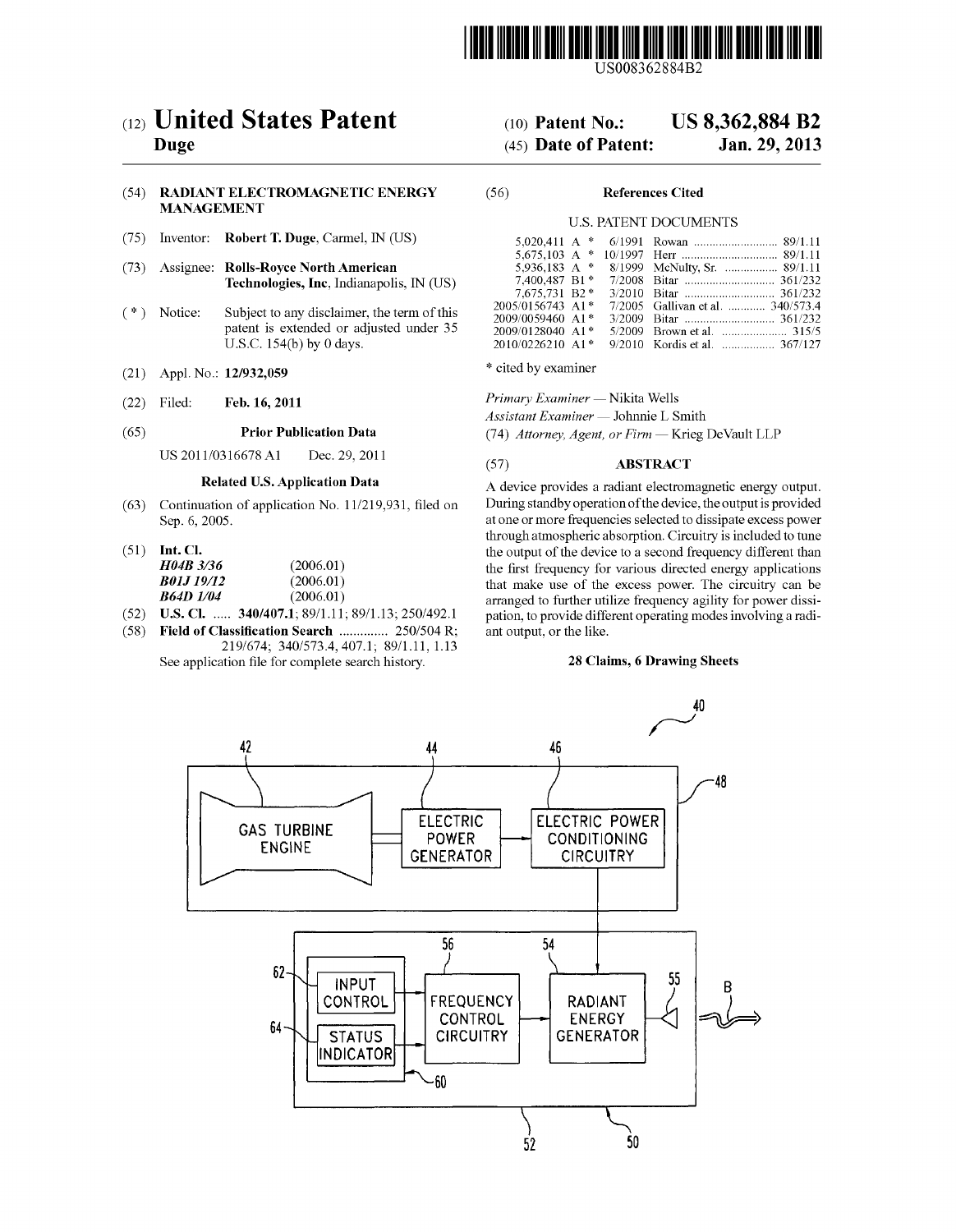US008362884B2

# (12) United States Patent
**Duge**

(10) **Patent No.: US 8,362,884 B2**

(45) **Date of Patent: Jan. 29, 2013**

(54) **RADIANT ELECTROMAGNETIC ENERGY MANAGEMENT**

(75) Inventor: **Robert T. Duge**, Carmel, IN (US)

(73) Assignee: **Rolls-Royce North American Technologies, Inc**, Indianapolis, IN (US)

( * ) Notice: Subject to any disclaimer, the term of this patent is extended or adjusted under 35 U.S.C. 154(b) by 0 days.

(21) Appl. No.: **12/932,059**

(22) Filed: **Feb. 16, 2011**

(65) **Prior Publication Data**

US 2011/0316678 A1 Dec. 29, 2011

**Related U.S. Application Data**

(63) Continuation of application No. 11/219,931, filed on Sep. 6, 2005.

(51) **Int. Cl.**

| | |
|---|---|
| ***H04B 3/36*** | (2006.01) |
| ***B01J 19/12*** | (2006.01) |
| ***B64D 1/04*** | (2006.01) |

(52) **U.S. Cl.** ..... **340/407.1**; 89/1.11; 89/1.13; 250/492.1

(58) **Field of Classification Search** .............. 250/504 R; 219/674; 340/573.4, 407.1; 89/1.11, 1.13

See application file for complete search history.

(56) **References Cited**

U.S. PATENT DOCUMENTS

| | | | | |
|---|---|---|---|---|
| 5,020,411 | A * | 6/1991 | Rowan | 89/1.11 |
| 5,675,103 | A * | 10/1997 | Herr | 89/1.11 |
| 5,936,183 | A * | 8/1999 | McNulty, Sr. | 89/1.11 |
| 7,400,487 | B1 * | 7/2008 | Bitar | 361/232 |
| 7,675,731 | B2 * | 3/2010 | Bitar | 361/232 |
| 2005/0156743 | A1 * | 7/2005 | Gallivan et al. | 340/573.4 |
| 2009/0059460 | A1 * | 3/2009 | Bitar | 361/232 |
| 2009/0128040 | A1 * | 5/2009 | Brown et al. | 315/5 |
| 2010/0226210 | A1 * | 9/2010 | Kordis et al. | 367/127 |

\* cited by examiner

*Primary Examiner* — Nikita Wells

*Assistant Examiner* — Johnnie L Smith

(74) *Attorney, Agent, or Firm* — Krieg DeVault LLP

(57) **ABSTRACT**

A device provides a radiant electromagnetic energy output. During standby operation of the device, the output is provided at one or more frequencies selected to dissipate excess power through atmospheric absorption. Circuitry is included to tune the output of the device to a second frequency different than the first frequency for various directed energy applications that make use of the excess power. The circuitry can be arranged to further utilize frequency agility for power dissipation, to provide different operating modes involving a radiant output, or the like.

**28 Claims, 6 Drawing Sheets**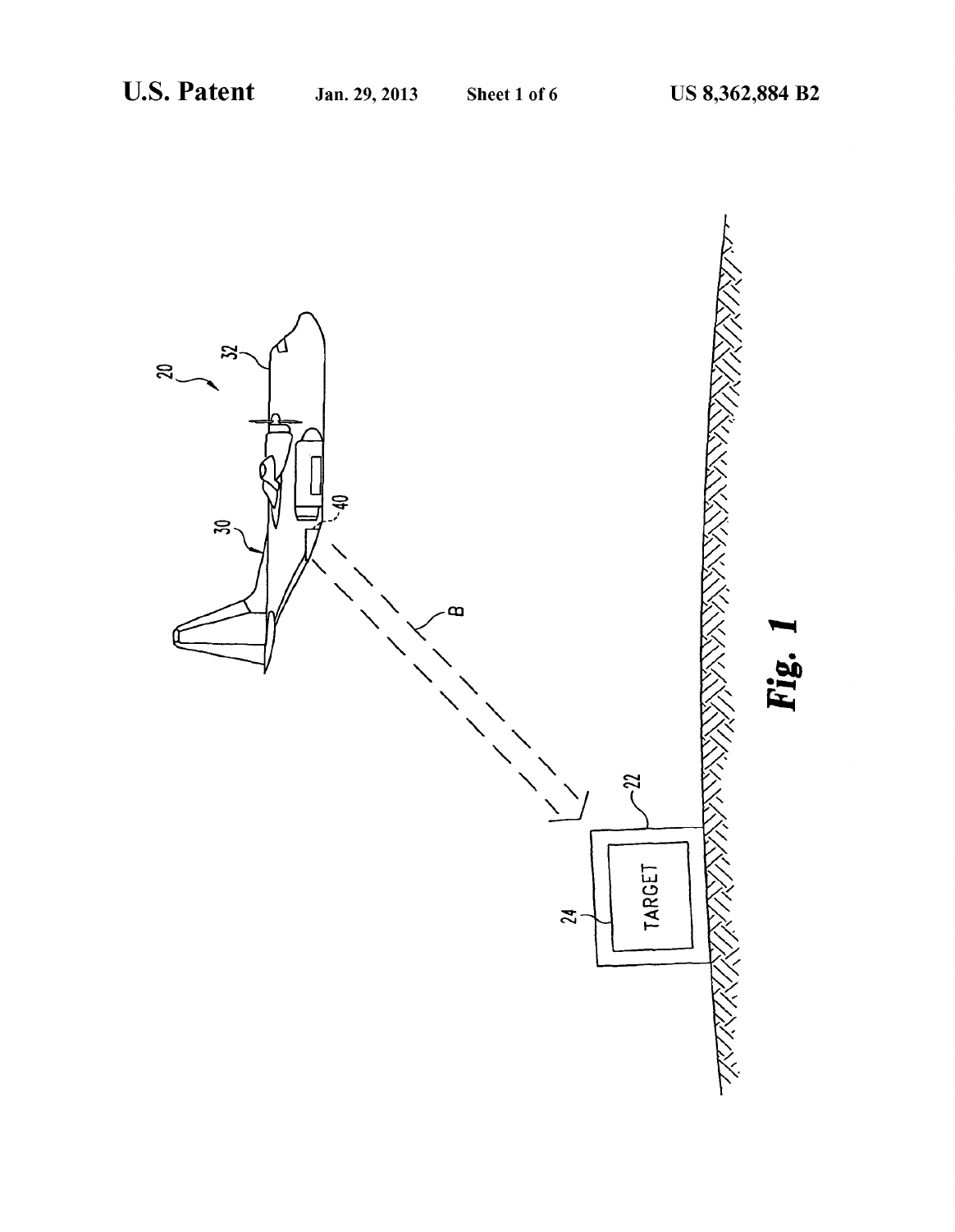Fig. 1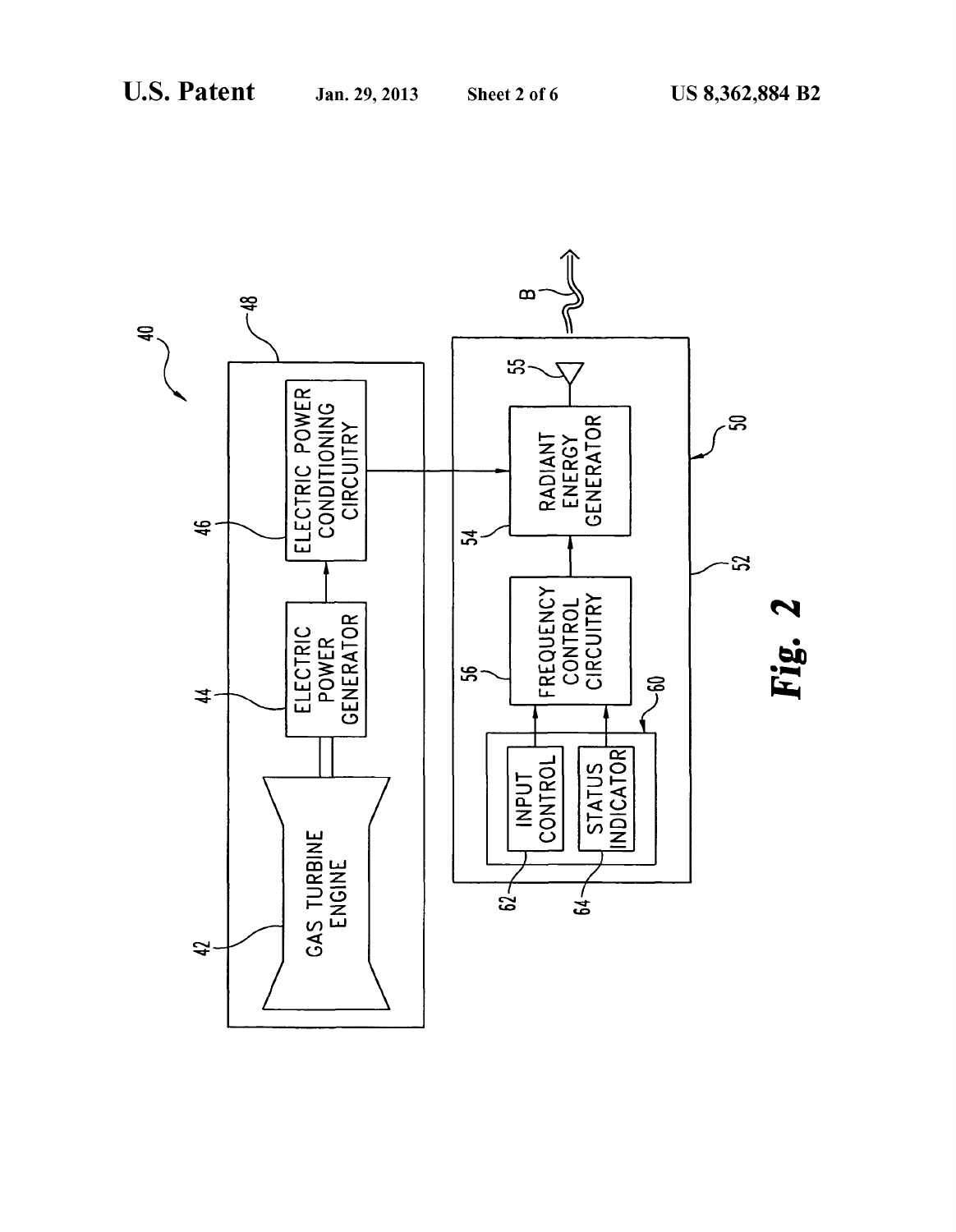40

42 GAS TURBINE ENGINE

44 ELECTRIC POWER GENERATOR

46 ELECTRIC POWER CONDITIONING CIRCUITRY

48

50

52

54 RADIANT ENERGY GENERATOR

55

56 FREQUENCY CONTROL CIRCUITRY

60

62 INPUT CONTROL

64 STATUS INDICATOR

B

***Fig. 2***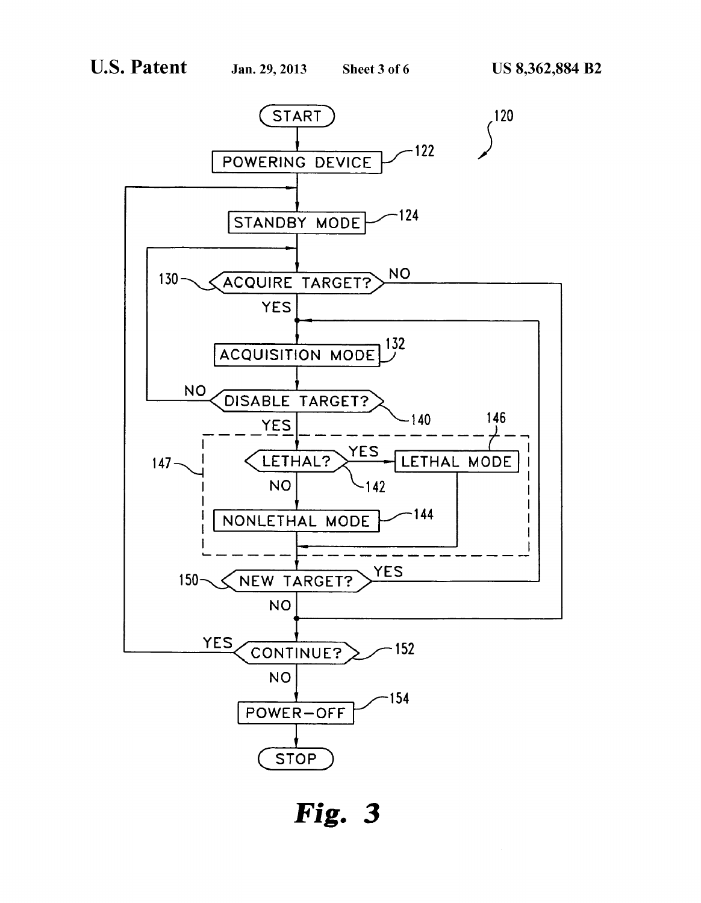120

START

POWERING DEVICE — 122

STANDBY MODE — 124

130 — ACQUIRE TARGET? — NO / YES

ACQUISITION MODE — 132

NO — DISABLE TARGET? — 140 — YES

147 — [ LETHAL? — 142 — YES → LETHAL MODE — 146; NO → NONLETHAL MODE — 144 ]

150 — NEW TARGET? — YES / NO

YES — CONTINUE? — 152 — NO

POWER-OFF — 154

STOP

*Fig. 3*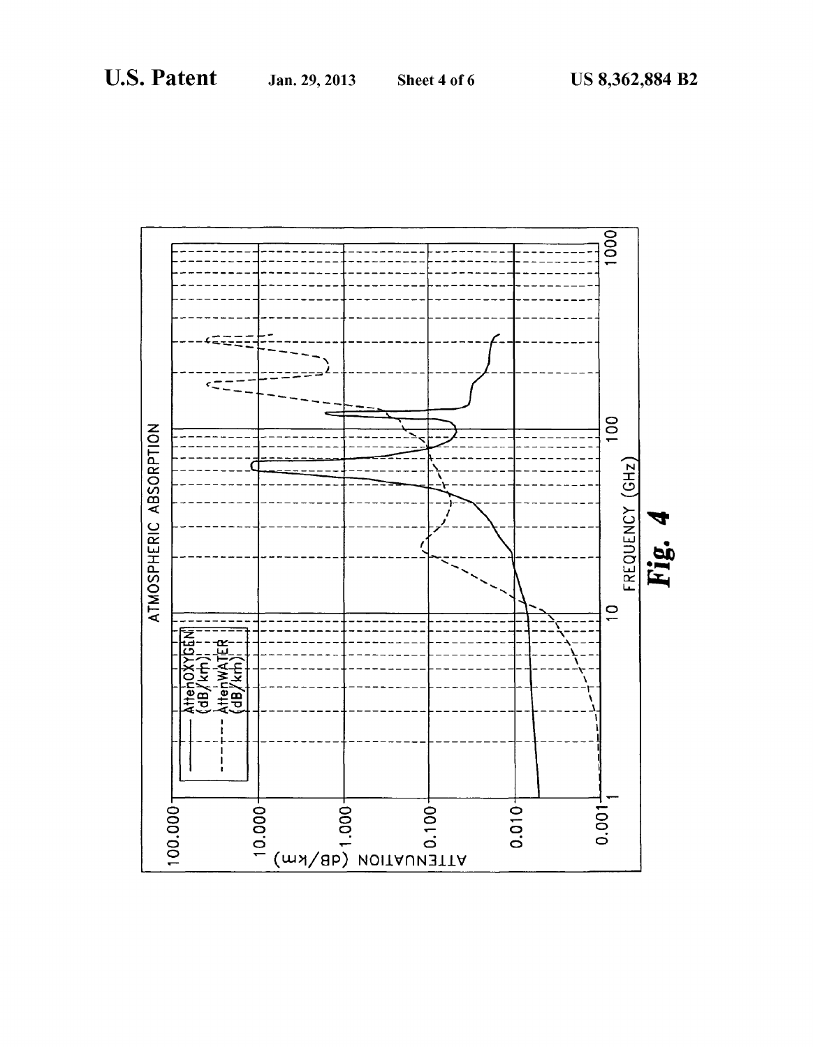ATMOSPHERIC ABSORPTION

AttenOXYGEN (dB/km)

AttenWATER (dB/km)

ATTENUATION (dB/km)

100.000

10.000

1.000

0.100

0.010

0.001

1

10

100

1000

FREQUENCY (GHz)

*Fig. 4*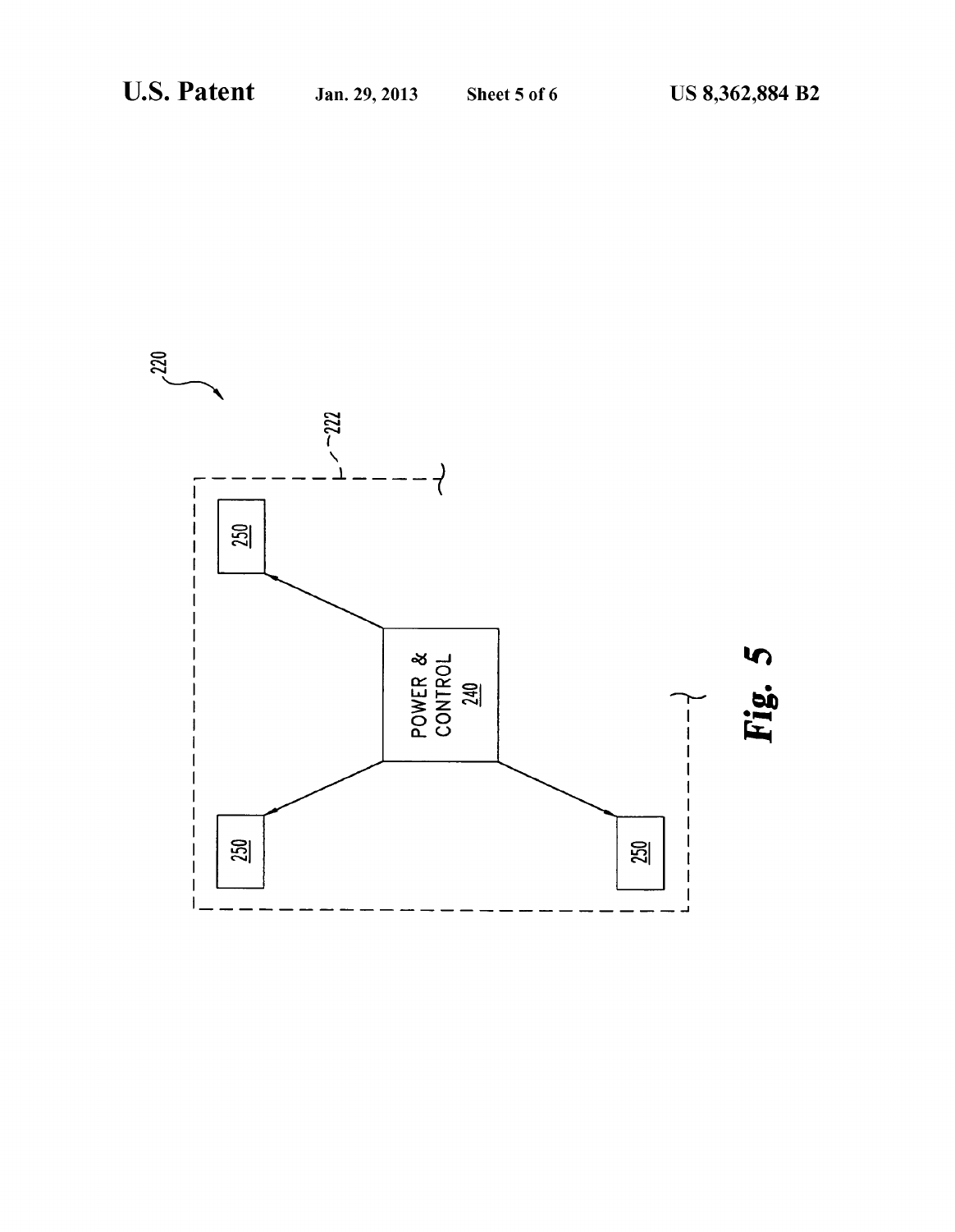220

222

250

POWER & CONTROL 240

250

250

*Fig. 5*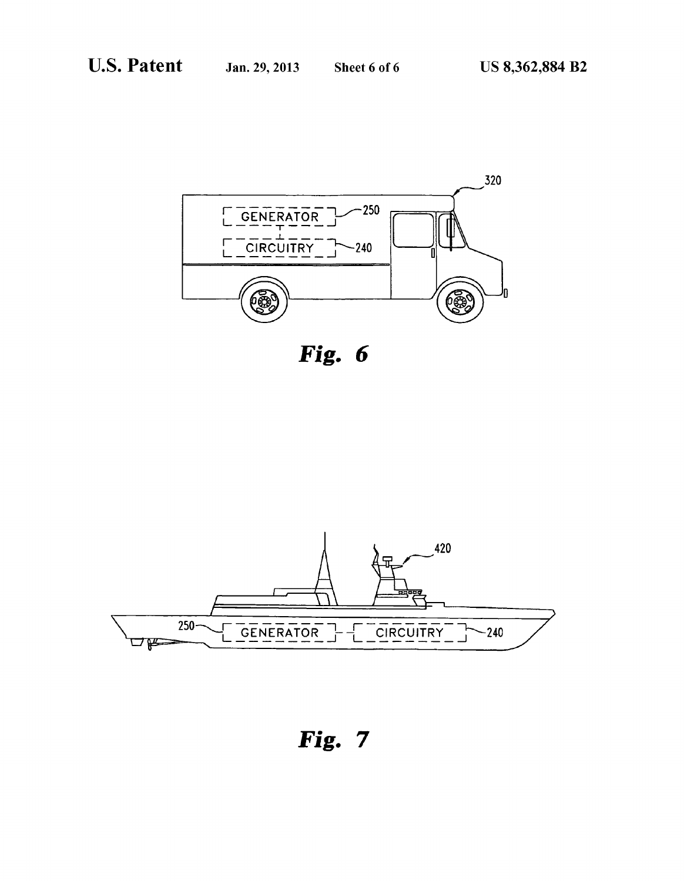GENERATOR 250

CIRCUITRY 240

320

*Fig. 6*

420

250 GENERATOR

CIRCUITRY 240

*Fig. 7*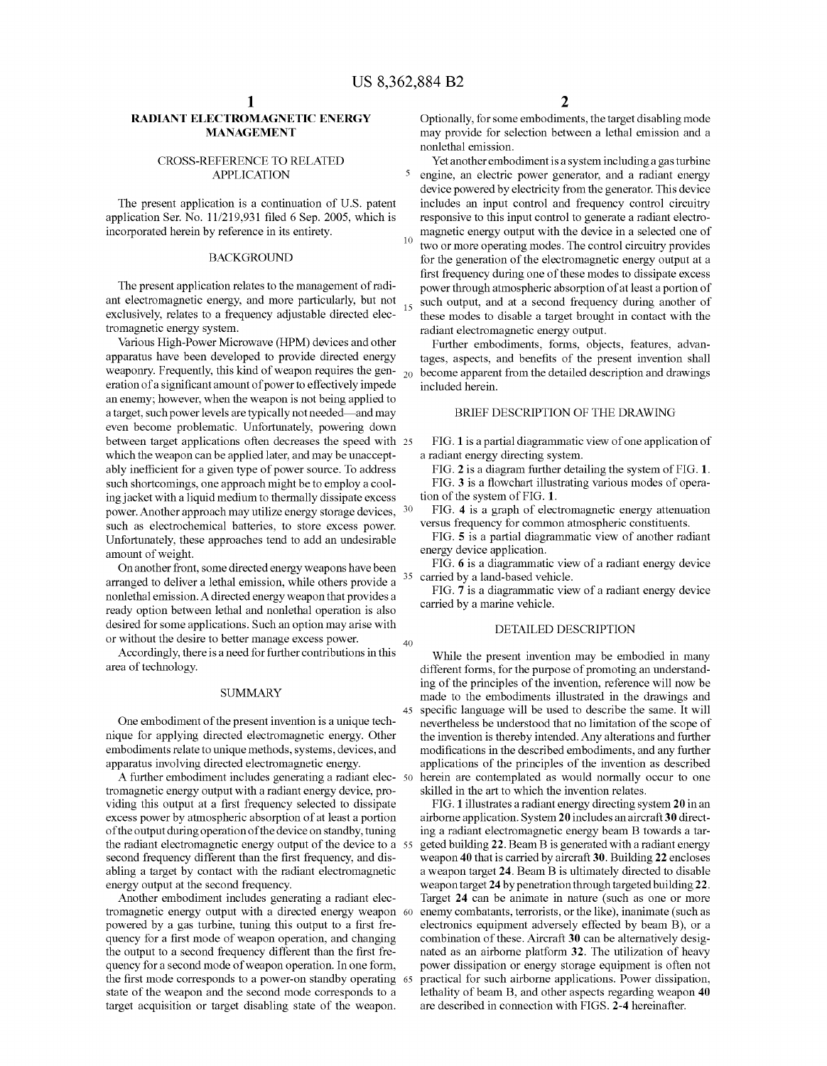# RADIANT ELECTROMAGNETIC ENERGY MANAGEMENT

## CROSS-REFERENCE TO RELATED APPLICATION

The present application is a continuation of U.S. patent application Ser. No. 11/219,931 filed 6 Sep. 2005, which is incorporated herein by reference in its entirety.

## BACKGROUND

The present application relates to the management of radiant electromagnetic energy, and more particularly, but not exclusively, relates to a frequency adjustable directed electromagnetic energy system.

Various High-Power Microwave (HPM) devices and other apparatus have been developed to provide directed energy weaponry. Frequently, this kind of weapon requires the generation of a significant amount of power to effectively impede an enemy; however, when the weapon is not being applied to a target, such power levels are typically not needed—and may even become problematic. Unfortunately, powering down between target applications often decreases the speed with which the weapon can be applied later, and may be unacceptably inefficient for a given type of power source. To address such shortcomings, one approach might be to employ a cooling jacket with a liquid medium to thermally dissipate excess power. Another approach may utilize energy storage devices, such as electrochemical batteries, to store excess power. Unfortunately, these approaches tend to add an undesirable amount of weight.

On another front, some directed energy weapons have been arranged to deliver a lethal emission, while others provide a nonlethal emission. A directed energy weapon that provides a ready option between lethal and nonlethal operation is also desired for some applications. Such an option may arise with or without the desire to better manage excess power.

Accordingly, there is a need for further contributions in this area of technology.

## SUMMARY

One embodiment of the present invention is a unique technique for applying directed electromagnetic energy. Other embodiments relate to unique methods, systems, devices, and apparatus involving directed electromagnetic energy.

A further embodiment includes generating a radiant electromagnetic energy output with a radiant energy device, providing this output at a first frequency selected to dissipate excess power by atmospheric absorption of at least a portion of the output during operation of the device on standby, tuning the radiant electromagnetic energy output of the device to a second frequency different than the first frequency, and disabling a target by contact with the radiant electromagnetic energy output at the second frequency.

Another embodiment includes generating a radiant electromagnetic energy output with a directed energy weapon powered by a gas turbine, tuning this output to a first frequency for a first mode of weapon operation, and changing the output to a second frequency different than the first frequency for a second mode of weapon operation. In one form, the first mode corresponds to a power-on standby operating state of the weapon and the second mode corresponds to a target acquisition or target disabling state of the weapon. Optionally, for some embodiments, the target disabling mode may provide for selection between a lethal emission and a nonlethal emission.

Yet another embodiment is a system including a gas turbine engine, an electric power generator, and a radiant energy device powered by electricity from the generator. This device includes an input control and frequency control circuitry responsive to this input control to generate a radiant electromagnetic energy output with the device in a selected one of two or more operating modes. The control circuitry provides for the generation of the electromagnetic energy output at a first frequency during one of these modes to dissipate excess power through atmospheric absorption of at least a portion of such output, and at a second frequency during another of these modes to disable a target brought in contact with the radiant electromagnetic energy output.

Further embodiments, forms, objects, features, advantages, aspects, and benefits of the present invention shall become apparent from the detailed description and drawings included herein.

## BRIEF DESCRIPTION OF THE DRAWING

FIG. **1** is a partial diagrammatic view of one application of a radiant energy directing system.

FIG. **2** is a diagram further detailing the system of FIG. **1**.

FIG. **3** is a flowchart illustrating various modes of operation of the system of FIG. **1**.

FIG. **4** is a graph of electromagnetic energy attenuation versus frequency for common atmospheric constituents.

FIG. **5** is a partial diagrammatic view of another radiant energy device application.

FIG. **6** is a diagrammatic view of a radiant energy device carried by a land-based vehicle.

FIG. **7** is a diagrammatic view of a radiant energy device carried by a marine vehicle.

## DETAILED DESCRIPTION

While the present invention may be embodied in many different forms, for the purpose of promoting an understanding of the principles of the invention, reference will now be made to the embodiments illustrated in the drawings and specific language will be used to describe the same. It will nevertheless be understood that no limitation of the scope of the invention is thereby intended. Any alterations and further modifications in the described embodiments, and any further applications of the principles of the invention as described herein are contemplated as would normally occur to one skilled in the art to which the invention relates.

FIG. **1** illustrates a radiant energy directing system **20** in an airborne application. System **20** includes an aircraft **30** directing a radiant electromagnetic energy beam B towards a targeted building **22**. Beam B is generated with a radiant energy weapon **40** that is carried by aircraft **30**. Building **22** encloses a weapon target **24**. Beam B is ultimately directed to disable weapon target **24** by penetration through targeted building **22**. Target **24** can be animate in nature (such as one or more enemy combatants, terrorists, or the like), inanimate (such as electronics equipment adversely effected by beam B), or a combination of these. Aircraft **30** can be alternatively designated as an airborne platform **32**. The utilization of heavy power dissipation or energy storage equipment is often not practical for such airborne applications. Power dissipation, lethality of beam B, and other aspects regarding weapon **40** are described in connection with FIGS. **2-4** hereinafter.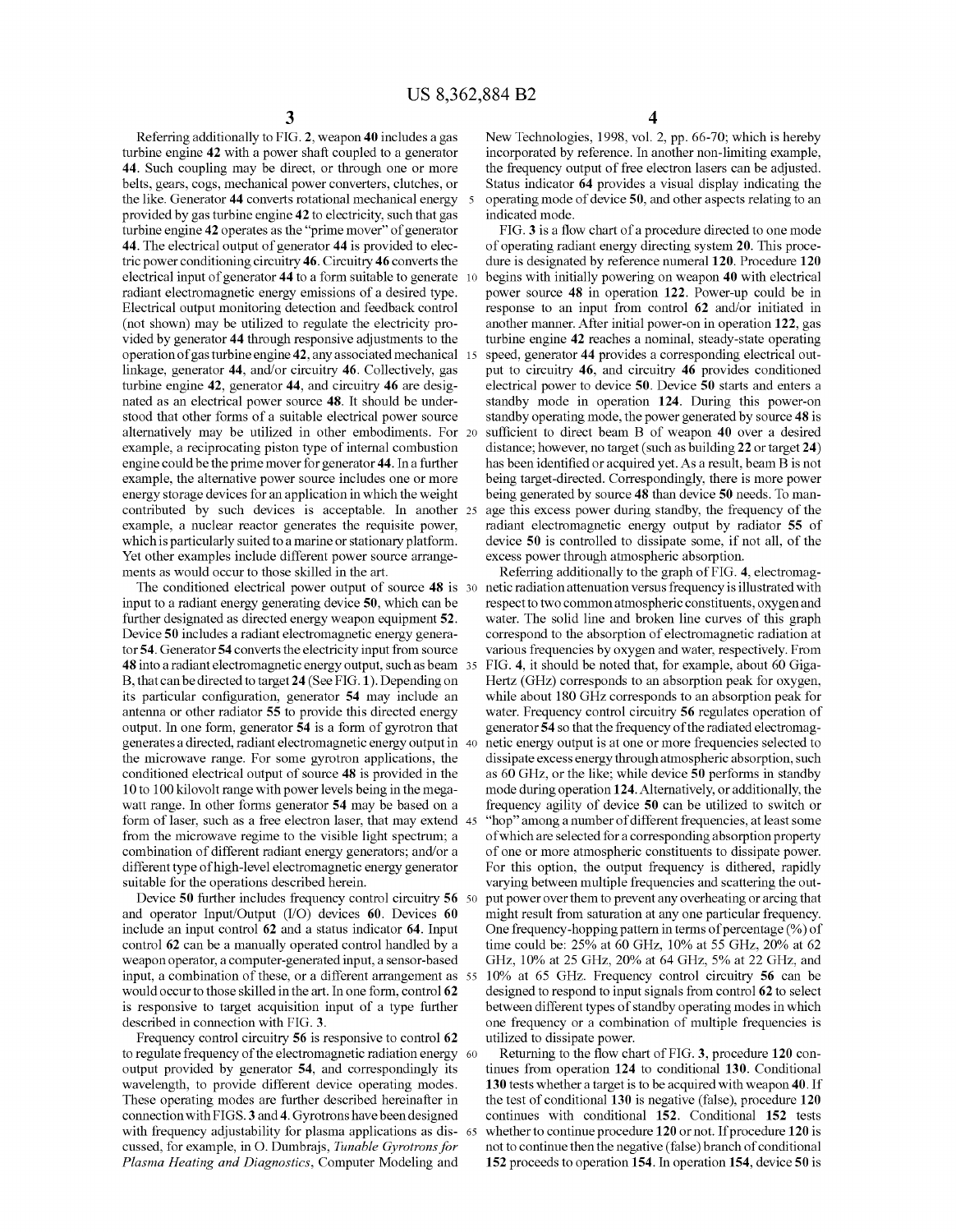Referring additionally to FIG. 2, weapon 40 includes a gas turbine engine 42 with a power shaft coupled to a generator 44. Such coupling may be direct, or through one or more belts, gears, cogs, mechanical power converters, clutches, or the like. Generator 44 converts rotational mechanical energy provided by gas turbine engine 42 to electricity, such that gas turbine engine 42 operates as the "prime mover" of generator 44. The electrical output of generator 44 is provided to electric power conditioning circuitry 46. Circuitry 46 converts the electrical input of generator 44 to a form suitable to generate radiant electromagnetic energy emissions of a desired type. Electrical output monitoring detection and feedback control (not shown) may be utilized to regulate the electricity provided by generator 44 through responsive adjustments to the operation of gas turbine engine 42, any associated mechanical linkage, generator 44, and/or circuitry 46. Collectively, gas turbine engine 42, generator 44, and circuitry 46 are designated as an electrical power source 48. It should be understood that other forms of a suitable electrical power source alternatively may be utilized in other embodiments. For example, a reciprocating piston type of internal combustion engine could be the prime mover for generator 44. In a further example, the alternative power source includes one or more energy storage devices for an application in which the weight contributed by such devices is acceptable. In another example, a nuclear reactor generates the requisite power, which is particularly suited to a marine or stationary platform. Yet other examples include different power source arrangements as would occur to those skilled in the art.

The conditioned electrical power output of source 48 is input to a radiant energy generating device 50, which can be further designated as directed energy weapon equipment 52. Device 50 includes a radiant electromagnetic energy generator 54. Generator 54 converts the electricity input from source 48 into a radiant electromagnetic energy output, such as beam B, that can be directed to target 24 (See FIG. 1). Depending on its particular configuration, generator 54 may include an antenna or other radiator 55 to provide this directed energy output. In one form, generator 54 is a form of gyrotron that generates a directed, radiant electromagnetic energy output in the microwave range. For some gyrotron applications, the conditioned electrical output of source 48 is provided in the 10 to 100 kilovolt range with power levels being in the megawatt range. In other forms generator 54 may be based on a form of laser, such as a free electron laser, that may extend from the microwave regime to the visible light spectrum; a combination of different radiant energy generators; and/or a different type of high-level electromagnetic energy generator suitable for the operations described herein.

Device 50 further includes frequency control circuitry 56 and operator Input/Output (I/O) devices 60. Devices 60 include an input control 62 and a status indicator 64. Input control 62 can be a manually operated control handled by a weapon operator, a computer-generated input, a sensor-based input, a combination of these, or a different arrangement as would occur to those skilled in the art. In one form, control 62 is responsive to target acquisition input of a type further described in connection with FIG. 3.

Frequency control circuitry 56 is responsive to control 62 to regulate frequency of the electromagnetic radiation energy output provided by generator 54, and correspondingly its wavelength, to provide different device operating modes. These operating modes are further described hereinafter in connection with FIGS. 3 and 4. Gyrotrons have been designed with frequency adjustability for plasma applications as discussed, for example, in O. Dumbrajs, *Tunable Gyrotrons for Plasma Heating and Diagnostics*, Computer Modeling and New Technologies, 1998, vol. 2, pp. 66-70; which is hereby incorporated by reference. In another non-limiting example, the frequency output of free electron lasers can be adjusted. Status indicator 64 provides a visual display indicating the operating mode of device 50, and other aspects relating to an indicated mode.

FIG. 3 is a flow chart of a procedure directed to one mode of operating radiant energy directing system 20. This procedure is designated by reference numeral 120. Procedure 120 begins with initially powering on weapon 40 with electrical power source 48 in operation 122. Power-up could be in response to an input from control 62 and/or initiated in another manner. After initial power-on in operation 122, gas turbine engine 42 reaches a nominal, steady-state operating speed, generator 44 provides a corresponding electrical output to circuitry 46, and circuitry 46 provides conditioned electrical power to device 50. Device 50 starts and enters a standby mode in operation 124. During this power-on standby operating mode, the power generated by source 48 is sufficient to direct beam B of weapon 40 over a desired distance; however, no target (such as building 22 or target 24) has been identified or acquired yet. As a result, beam B is not being target-directed. Correspondingly, there is more power being generated by source 48 than device 50 needs. To manage this excess power during standby, the frequency of the radiant electromagnetic energy output by radiator 55 of device 50 is controlled to dissipate some, if not all, of the excess power through atmospheric absorption.

Referring additionally to the graph of FIG. 4, electromagnetic radiation attenuation versus frequency is illustrated with respect to two common atmospheric constituents, oxygen and water. The solid line and broken line curves of this graph correspond to the absorption of electromagnetic radiation at various frequencies by oxygen and water, respectively. From FIG. 4, it should be noted that, for example, about 60 GigaHertz (GHz) corresponds to an absorption peak for oxygen, while about 180 GHz corresponds to an absorption peak for water. Frequency control circuitry 56 regulates operation of generator 54 so that the frequency of the radiated electromagnetic energy output is at one or more frequencies selected to dissipate excess energy through atmospheric absorption, such as 60 GHz, or the like; while device 50 performs in standby mode during operation 124. Alternatively, or additionally, the frequency agility of device 50 can be utilized to switch or "hop" among a number of different frequencies, at least some of which are selected for a corresponding absorption property of one or more atmospheric constituents to dissipate power. For this option, the output frequency is dithered, rapidly varying between multiple frequencies and scattering the output power over them to prevent any overheating or arcing that might result from saturation at any one particular frequency. One frequency-hopping pattern in terms of percentage (%) of time could be: 25% at 60 GHz, 10% at 55 GHz, 20% at 62 GHz, 10% at 25 GHz, 20% at 64 GHz, 5% at 22 GHz, and 10% at 65 GHz. Frequency control circuitry 56 can be designed to respond to input signals from control 62 to select between different types of standby operating modes in which one frequency or a combination of multiple frequencies is utilized to dissipate power.

Returning to the flow chart of FIG. 3, procedure 120 continues from operation 124 to conditional 130. Conditional 130 tests whether a target is to be acquired with weapon 40. If the test of conditional 130 is negative (false), procedure 120 continues with conditional 152. Conditional 152 tests whether to continue procedure 120 or not. If procedure 120 is not to continue then the negative (false) branch of conditional 152 proceeds to operation 154. In operation 154, device 50 is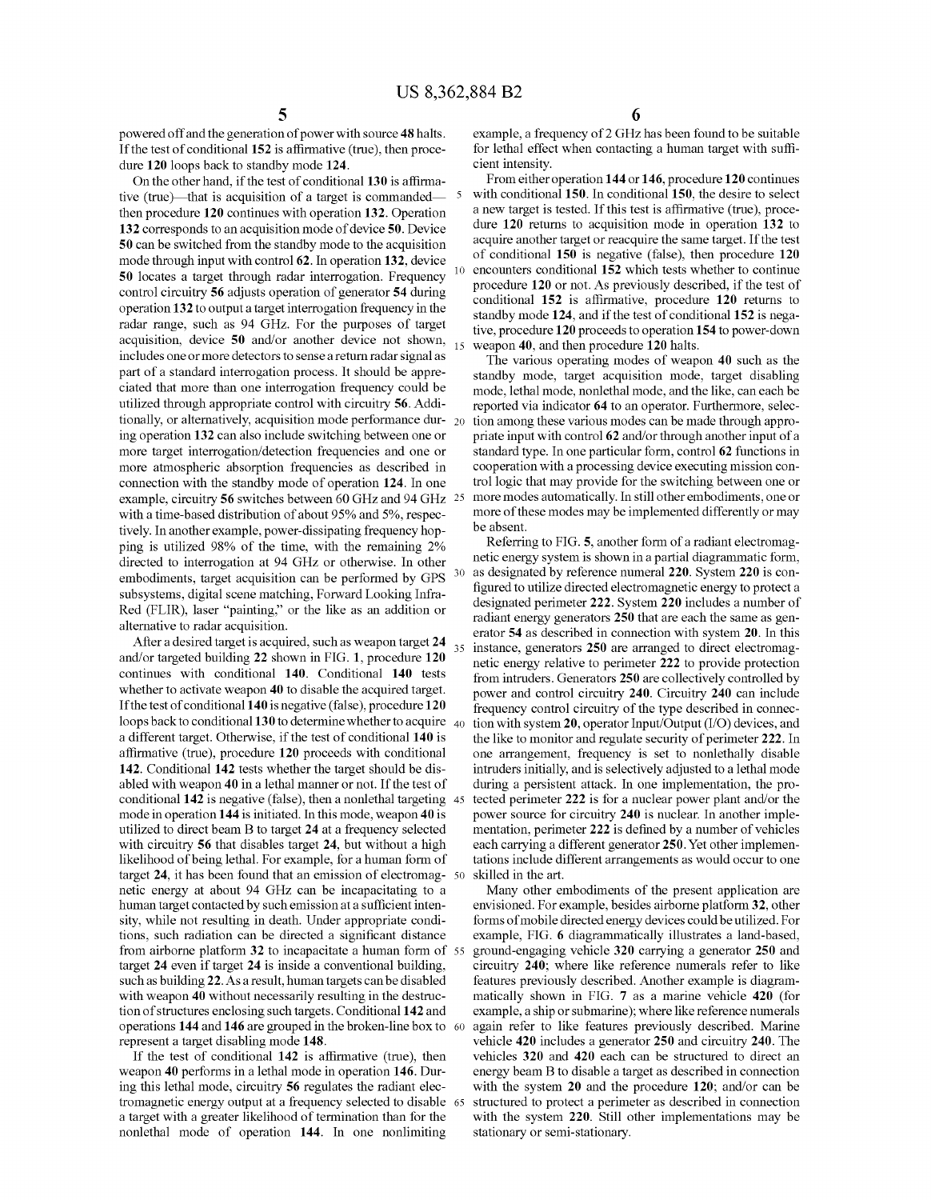powered off and the generation of power with source 48 halts. If the test of conditional 152 is affirmative (true), then procedure 120 loops back to standby mode 124.

On the other hand, if the test of conditional 130 is affirmative (true)—that is acquisition of a target is commanded—then procedure 120 continues with operation 132. Operation 132 corresponds to an acquisition mode of device 50. Device 50 can be switched from the standby mode to the acquisition mode through input with control 62. In operation 132, device 50 locates a target through radar interrogation. Frequency control circuitry 56 adjusts operation of generator 54 during operation 132 to output a target interrogation frequency in the radar range, such as 94 GHz. For the purposes of target acquisition, device 50 and/or another device not shown, includes one or more detectors to sense a return radar signal as part of a standard interrogation process. It should be appreciated that more than one interrogation frequency could be utilized through appropriate control with circuitry 56. Additionally, or alternatively, acquisition mode performance during operation 132 can also include switching between one or more target interrogation/detection frequencies and one or more atmospheric absorption frequencies as described in connection with the standby mode of operation 124. In one example, circuitry 56 switches between 60 GHz and 94 GHz with a time-based distribution of about 95% and 5%, respectively. In another example, power-dissipating frequency hopping is utilized 98% of the time, with the remaining 2% directed to interrogation at 94 GHz or otherwise. In other embodiments, target acquisition can be performed by GPS subsystems, digital scene matching, Forward Looking Infra-Red (FLIR), laser "painting," or the like as an addition or alternative to radar acquisition.

After a desired target is acquired, such as weapon target 24 and/or targeted building 22 shown in FIG. 1, procedure 120 continues with conditional 140. Conditional 140 tests whether to activate weapon 40 to disable the acquired target. If the test of conditional 140 is negative (false), procedure 120 loops back to conditional 130 to determine whether to acquire a different target. Otherwise, if the test of conditional 140 is affirmative (true), procedure 120 proceeds with conditional 142. Conditional 142 tests whether the target should be disabled with weapon 40 in a lethal manner or not. If the test of conditional 142 is negative (false), then a nonlethal targeting mode in operation 144 is initiated. In this mode, weapon 40 is utilized to direct beam B to target 24 at a frequency selected with circuitry 56 that disables target 24, but without a high likelihood of being lethal. For example, for a human form of target 24, it has been found that an emission of electromagnetic energy at about 94 GHz can be incapacitating to a human target contacted by such emission at a sufficient intensity, while not resulting in death. Under appropriate conditions, such radiation can be directed a significant distance from airborne platform 32 to incapacitate a human form of target 24 even if target 24 is inside a conventional building, such as building 22. As a result, human targets can be disabled with weapon 40 without necessarily resulting in the destruction of structures enclosing such targets. Conditional 142 and operations 144 and 146 are grouped in the broken-line box to represent a target disabling mode 148.

If the test of conditional 142 is affirmative (true), then weapon 40 performs in a lethal mode in operation 146. During this lethal mode, circuitry 56 regulates the radiant electromagnetic energy output at a frequency selected to disable a target with a greater likelihood of termination than for the nonlethal mode of operation 144. In one nonlimiting example, a frequency of 2 GHz has been found to be suitable for lethal effect when contacting a human target with sufficient intensity.

From either operation 144 or 146, procedure 120 continues with conditional 150. In conditional 150, the desire to select a new target is tested. If this test is affirmative (true), procedure 120 returns to acquisition mode in operation 132 to acquire another target or reacquire the same target. If the test of conditional 150 is negative (false), then procedure 120 encounters conditional 152 which tests whether to continue procedure 120 or not. As previously described, if the test of conditional 152 is affirmative, procedure 120 returns to standby mode 124, and if the test of conditional 152 is negative, procedure 120 proceeds to operation 154 to power-down weapon 40, and then procedure 120 halts.

The various operating modes of weapon 40 such as the standby mode, target acquisition mode, target disabling mode, lethal mode, nonlethal mode, and the like, can each be reported via indicator 64 to an operator. Furthermore, selection among these various modes can be made through appropriate input with control 62 and/or through another input of a standard type. In one particular form, control 62 functions in cooperation with a processing device executing mission control logic that may provide for the switching between one or more modes automatically. In still other embodiments, one or more of these modes may be implemented differently or may be absent.

Referring to FIG. 5, another form of a radiant electromagnetic energy system is shown in a partial diagrammatic form, as designated by reference numeral 220. System 220 is configured to utilize directed electromagnetic energy to protect a designated perimeter 222. System 220 includes a number of radiant energy generators 250 that are each the same as generator 54 as described in connection with system 20. In this instance, generators 250 are arranged to direct electromagnetic energy relative to perimeter 222 to provide protection from intruders. Generators 250 are collectively controlled by power and control circuitry 240. Circuitry 240 can include frequency control circuitry of the type described in connection with system 20, operator Input/Output (I/O) devices, and the like to monitor and regulate security of perimeter 222. In one arrangement, frequency is set to nonlethally disable intruders initially, and is selectively adjusted to a lethal mode during a persistent attack. In one implementation, the protected perimeter 222 is for a nuclear power plant and/or the power source for circuitry 240 is nuclear. In another implementation, perimeter 222 is defined by a number of vehicles each carrying a different generator 250. Yet other implementations include different arrangements as would occur to one skilled in the art.

Many other embodiments of the present application are envisioned. For example, besides airborne platform 32, other forms of mobile directed energy devices could be utilized. For example, FIG. 6 diagrammatically illustrates a land-based, ground-engaging vehicle 320 carrying a generator 250 and circuitry 240; where like reference numerals refer to like features previously described. Another example is diagrammatically shown in FIG. 7 as a marine vehicle 420 (for example, a ship or submarine); where like reference numerals again refer to like features previously described. Marine vehicle 420 includes a generator 250 and circuitry 240. The vehicles 320 and 420 each can be structured to direct an energy beam B to disable a target as described in connection with the system 20 and the procedure 120; and/or can be structured to protect a perimeter as described in connection with the system 220. Still other implementations may be stationary or semi-stationary.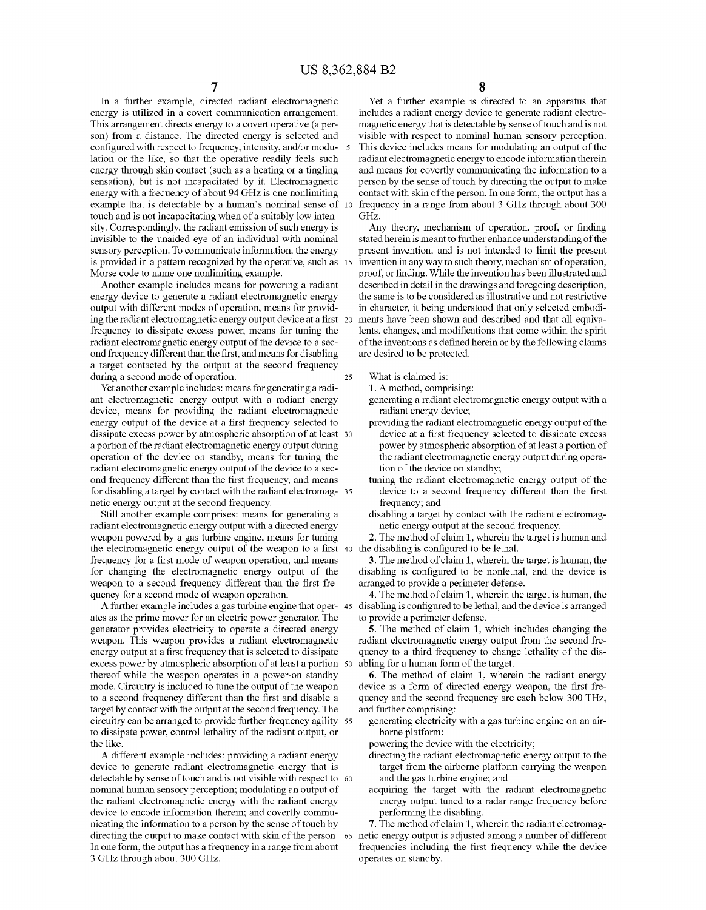In a further example, directed radiant electromagnetic energy is utilized in a covert communication arrangement. This arrangement directs energy to a covert operative (a person) from a distance. The directed energy is selected and configured with respect to frequency, intensity, and/or modulation or the like, so that the operative readily feels such energy through skin contact (such as a heating or a tingling sensation), but is not incapacitated by it. Electromagnetic energy with a frequency of about 94 GHz is one nonlimiting example that is detectable by a human's nominal sense of touch and is not incapacitating when of a suitably low intensity. Correspondingly, the radiant emission of such energy is invisible to the unaided eye of an individual with nominal sensory perception. To communicate information, the energy is provided in a pattern recognized by the operative, such as Morse code to name one nonlimiting example.

Another example includes means for powering a radiant energy device to generate a radiant electromagnetic energy output with different modes of operation, means for providing the radiant electromagnetic energy output device at a first frequency to dissipate excess power, means for tuning the radiant electromagnetic energy output of the device to a second frequency different than the first, and means for disabling a target contacted by the output at the second frequency during a second mode of operation.

Yet another example includes: means for generating a radiant electromagnetic energy output with a radiant energy device, means for providing the radiant electromagnetic energy output of the device at a first frequency selected to dissipate excess power by atmospheric absorption of at least a portion of the radiant electromagnetic energy output during operation of the device on standby, means for tuning the radiant electromagnetic energy output of the device to a second frequency different than the first frequency, and means for disabling a target by contact with the radiant electromagnetic energy output at the second frequency.

Still another example comprises: means for generating a radiant electromagnetic energy output with a directed energy weapon powered by a gas turbine engine, means for tuning the electromagnetic energy output of the weapon to a first frequency for a first mode of weapon operation; and means for changing the electromagnetic energy output of the weapon to a second frequency different than the first frequency for a second mode of weapon operation.

A further example includes a gas turbine engine that operates as the prime mover for an electric power generator. The generator provides electricity to operate a directed energy weapon. This weapon provides a radiant electromagnetic energy output at a first frequency that is selected to dissipate excess power by atmospheric absorption of at least a portion thereof while the weapon operates in a power-on standby mode. Circuitry is included to tune the output of the weapon to a second frequency different than the first and disable a target by contact with the output at the second frequency. The circuitry can be arranged to provide further frequency agility to dissipate power, control lethality of the radiant output, or the like.

A different example includes: providing a radiant energy device to generate radiant electromagnetic energy that is detectable by sense of touch and is not visible with respect to nominal human sensory perception; modulating an output of the radiant electromagnetic energy with the radiant energy device to encode information therein; and covertly communicating the information to a person by the sense of touch by directing the output to make contact with skin of the person. In one form, the output has a frequency in a range from about 3 GHz through about 300 GHz.

Yet a further example is directed to an apparatus that includes a radiant energy device to generate radiant electromagnetic energy that is detectable by sense of touch and is not visible with respect to nominal human sensory perception. This device includes means for modulating an output of the radiant electromagnetic energy to encode information therein and means for covertly communicating the information to a person by the sense of touch by directing the output to make contact with skin of the person. In one form, the output has a frequency in a range from about 3 GHz through about 300 GHz.

Any theory, mechanism of operation, proof, or finding stated herein is meant to further enhance understanding of the present invention, and is not intended to limit the present invention in any way to such theory, mechanism of operation, proof, or finding. While the invention has been illustrated and described in detail in the drawings and foregoing description, the same is to be considered as illustrative and not restrictive in character, it being understood that only selected embodiments have been shown and described and that all equivalents, changes, and modifications that come within the spirit of the inventions as defined herein or by the following claims are desired to be protected.

What is claimed is:

1. A method, comprising:
   generating a radiant electromagnetic energy output with a radiant energy device;
   providing the radiant electromagnetic energy output of the device at a first frequency selected to dissipate excess power by atmospheric absorption of at least a portion of the radiant electromagnetic energy output during operation of the device on standby;
   tuning the radiant electromagnetic energy output of the device to a second frequency different than the first frequency; and
   disabling a target by contact with the radiant electromagnetic energy output at the second frequency.

2. The method of claim 1, wherein the target is human and the disabling is configured to be lethal.

3. The method of claim 1, wherein the target is human, the disabling is configured to be nonlethal, and the device is arranged to provide a perimeter defense.

4. The method of claim 1, wherein the target is human, the disabling is configured to be lethal, and the device is arranged to provide a perimeter defense.

5. The method of claim 1, which includes changing the radiant electromagnetic energy output from the second frequency to a third frequency to change lethality of the disabling for a human form of the target.

6. The method of claim 1, wherein the radiant energy device is a form of directed energy weapon, the first frequency and the second frequency are each below 300 THz, and further comprising:
   generating electricity with a gas turbine engine on an airborne platform;
   powering the device with the electricity;
   directing the radiant electromagnetic energy output to the target from the airborne platform carrying the weapon and the gas turbine engine; and
   acquiring the target with the radiant electromagnetic energy output tuned to a radar range frequency before performing the disabling.

7. The method of claim 1, wherein the radiant electromagnetic energy output is adjusted among a number of different frequencies including the first frequency while the device operates on standby.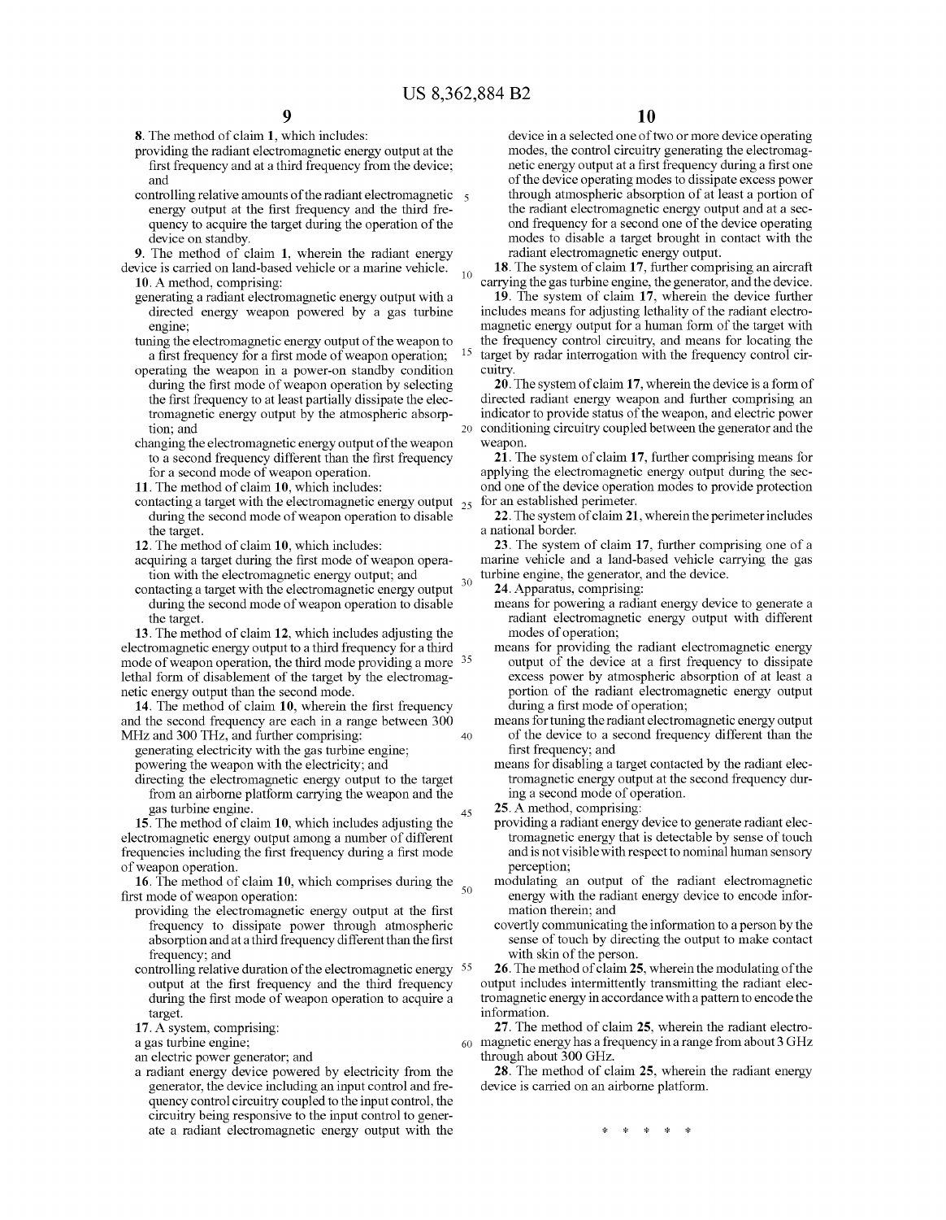8. The method of claim 1, which includes:

providing the radiant electromagnetic energy output at the first frequency and at a third frequency from the device; and

controlling relative amounts of the radiant electromagnetic energy output at the first frequency and the third frequency to acquire the target during the operation of the device on standby.

9. The method of claim 1, wherein the radiant energy device is carried on land-based vehicle or a marine vehicle.

10. A method, comprising:

generating a radiant electromagnetic energy output with a directed energy weapon powered by a gas turbine engine;

tuning the electromagnetic energy output of the weapon to a first frequency for a first mode of weapon operation;

operating the weapon in a power-on standby condition during the first mode of weapon operation by selecting the first frequency to at least partially dissipate the electromagnetic energy output by the atmospheric absorption; and

changing the electromagnetic energy output of the weapon to a second frequency different than the first frequency for a second mode of weapon operation.

11. The method of claim 10, which includes:

contacting a target with the electromagnetic energy output during the second mode of weapon operation to disable the target.

12. The method of claim 10, which includes:

acquiring a target during the first mode of weapon operation with the electromagnetic energy output; and

contacting a target with the electromagnetic energy output during the second mode of weapon operation to disable the target.

13. The method of claim 12, which includes adjusting the electromagnetic energy output to a third frequency for a third mode of weapon operation, the third mode providing a more lethal form of disablement of the target by the electromagnetic energy output than the second mode.

14. The method of claim 10, wherein the first frequency and the second frequency are each in a range between 300 MHz and 300 THz, and further comprising:

generating electricity with the gas turbine engine;

powering the weapon with the electricity; and

directing the electromagnetic energy output to the target from an airborne platform carrying the weapon and the gas turbine engine.

15. The method of claim 10, which includes adjusting the electromagnetic energy output among a number of different frequencies including the first frequency during a first mode of weapon operation.

16. The method of claim 10, which comprises during the first mode of weapon operation:

providing the electromagnetic energy output at the first frequency to dissipate power through atmospheric absorption and at a third frequency different than the first frequency; and

controlling relative duration of the electromagnetic energy output at the first frequency and the third frequency during the first mode of weapon operation to acquire a target.

17. A system, comprising:

a gas turbine engine;

an electric power generator; and

a radiant energy device powered by electricity from the generator, the device including an input control and frequency control circuitry coupled to the input control, the circuitry being responsive to the input control to generate a radiant electromagnetic energy output with the device in a selected one of two or more device operating modes, the control circuitry generating the electromagnetic energy output at a first frequency during a first one of the device operating modes to dissipate excess power through atmospheric absorption of at least a portion of the radiant electromagnetic energy output and at a second frequency for a second one of the device operating modes to disable a target brought in contact with the radiant electromagnetic energy output.

18. The system of claim 17, further comprising an aircraft carrying the gas turbine engine, the generator, and the device.

19. The system of claim 17, wherein the device further includes means for adjusting lethality of the radiant electromagnetic energy output for a human form of the target with the frequency control circuitry, and means for locating the target by radar interrogation with the frequency control circuitry.

20. The system of claim 17, wherein the device is a form of directed radiant energy weapon and further comprising an indicator to provide status of the weapon, and electric power conditioning circuitry coupled between the generator and the weapon.

21. The system of claim 17, further comprising means for applying the electromagnetic energy output during the second one of the device operation modes to provide protection for an established perimeter.

22. The system of claim 21, wherein the perimeter includes a national border.

23. The system of claim 17, further comprising one of a marine vehicle and a land-based vehicle carrying the gas turbine engine, the generator, and the device.

24. Apparatus, comprising:

means for powering a radiant energy device to generate a radiant electromagnetic energy output with different modes of operation;

means for providing the radiant electromagnetic energy output of the device at a first frequency to dissipate excess power by atmospheric absorption of at least a portion of the radiant electromagnetic energy output during a first mode of operation;

means for tuning the radiant electromagnetic energy output of the device to a second frequency different than the first frequency; and

means for disabling a target contacted by the radiant electromagnetic energy output at the second frequency during a second mode of operation.

25. A method, comprising:

providing a radiant energy device to generate radiant electromagnetic energy that is detectable by sense of touch and is not visible with respect to nominal human sensory perception;

modulating an output of the radiant electromagnetic energy with the radiant energy device to encode information therein; and

covertly communicating the information to a person by the sense of touch by directing the output to make contact with skin of the person.

26. The method of claim 25, wherein the modulating of the output includes intermittently transmitting the radiant electromagnetic energy in accordance with a pattern to encode the information.

27. The method of claim 25, wherein the radiant electromagnetic energy has a frequency in a range from about 3 GHz through about 300 GHz.

28. The method of claim 25, wherein the radiant energy device is carried on an airborne platform.

* * * * *